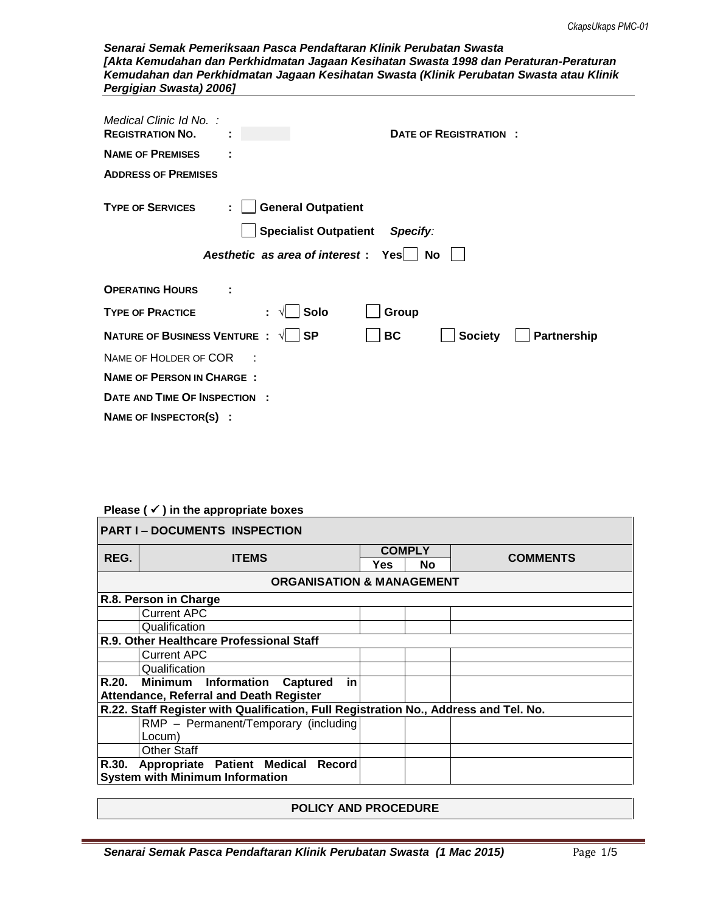*Senarai Semak Pemeriksaan Pasca Pendaftaran Klinik Perubatan Swasta*
***[Akta Kemudahan dan Perkhidmatan Jagaan Kesihatan Swasta 1998 dan Peraturan-Peraturan Kemudahan dan Perkhidmatan Jagaan Kesihatan Swasta (Klinik Perubatan Swasta atau Klinik Pergigian Swasta) 2006]***

*Medical Clinic Id No. :*
**REGISTRATION NO.** : &nbsp;&nbsp;&nbsp;&nbsp;&nbsp;&nbsp; **DATE OF REGISTRATION :**

**NAME OF PREMISES** :

**ADDRESS OF PREMISES**

**TYPE OF SERVICES** : ☐ **General Outpatient**

☐ **Specialist Outpatient** ***Specify:***

***Aesthetic as area of interest :*** **Yes** ☐ **No** ☐

**OPERATING HOURS** :

**TYPE OF PRACTICE** : √☐ **Solo** ☐ **Group**

**NATURE OF BUSINESS VENTURE :** √☐ **SP** ☐ **BC** ☐ **Society** ☐ **Partnership**

NAME OF HOLDER OF COR :

**NAME OF PERSON IN CHARGE :**

**DATE AND TIME OF INSPECTION :**

**NAME OF INSPECTOR(S) :**

**Please ( ✓ ) in the appropriate boxes**

**PART I – DOCUMENTS INSPECTION**

| REG. | ITEMS | COMPLY | | COMMENTS |
|---|---|---|---|---|
| | | Yes | No | |
| **ORGANISATION & MANAGEMENT** | | | | |
| **R.8. Person in Charge** | | | | |
| | Current APC | | | |
| | Qualification | | | |
| **R.9. Other Healthcare Professional Staff** | | | | |
| | Current APC | | | |
| | Qualification | | | |
| **R.20.** | **Minimum Information Captured in Attendance, Referral and Death Register** | | | |
| **R.22. Staff Register with Qualification, Full Registration No., Address and Tel. No.** | | | | |
| | RMP – Permanent/Temporary (including Locum) | | | |
| | Other Staff | | | |
| **R.30.** | **Appropriate Patient Medical Record System with Minimum Information** | | | |

**POLICY AND PROCEDURE**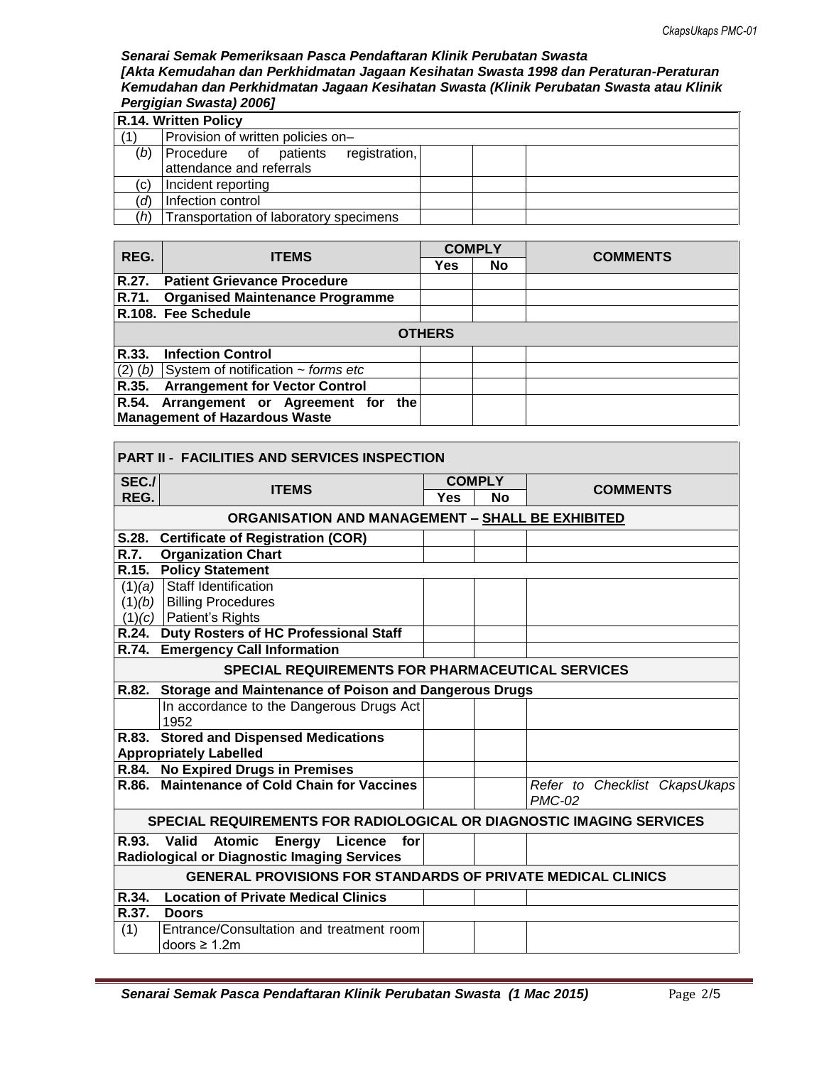*Senarai Semak Pemeriksaan Pasca Pendaftaran Klinik Perubatan Swasta*
***[Akta Kemudahan dan Perkhidmatan Jagaan Kesihatan Swasta 1998 dan Peraturan-Peraturan Kemudahan dan Perkhidmatan Jagaan Kesihatan Swasta (Klinik Perubatan Swasta atau Klinik Pergigian Swasta) 2006]***

| | | | | |
|---|---|---|---|---|
| **R.14. Written Policy** | | | | |
| (1) | Provision of written policies on– | | | |
| (*b*) | Procedure of patients registration, attendance and referrals | | | |
| (c) | Incident reporting | | | |
| (*d*) | Infection control | | | |
| (*h*) | Transportation of laboratory specimens | | | |

| REG. | ITEMS | COMPLY | | COMMENTS |
|---|---|---|---|---|
| | | Yes | No | |
| **R.27.** | **Patient Grievance Procedure** | | | |
| **R.71.** | **Organised Maintenance Programme** | | | |
| **R.108.** | **Fee Schedule** | | | |
| **OTHERS** | | | | |
| **R.33.** | **Infection Control** | | | |
| (2) (*b*) | System of notification ~ *forms etc* | | | |
| **R.35.** | **Arrangement for Vector Control** | | | |
| **R.54.** | **Arrangement or Agreement for the Management of Hazardous Waste** | | | |

**PART II - FACILITIES AND SERVICES INSPECTION**

| SEC./ REG. | ITEMS | COMPLY | | COMMENTS |
|---|---|---|---|---|
| | | Yes | No | |
| **ORGANISATION AND MANAGEMENT – SHALL BE EXHIBITED** | | | | |
| **S.28.** | **Certificate of Registration (COR)** | | | |
| **R.7.** | **Organization Chart** | | | |
| **R.15.** | **Policy Statement** | | | |
| (1)(*a*) | Staff Identification | | | |
| (1)(*b*) | Billing Procedures | | | |
| (1)(*c*) | Patient's Rights | | | |
| **R.24.** | **Duty Rosters of HC Professional Staff** | | | |
| **R.74.** | **Emergency Call Information** | | | |
| **SPECIAL REQUIREMENTS FOR PHARMACEUTICAL SERVICES** | | | | |
| **R.82.** | **Storage and Maintenance of Poison and Dangerous Drugs** | | | |
| | In accordance to the Dangerous Drugs Act 1952 | | | |
| **R.83.** | **Stored and Dispensed Medications Appropriately Labelled** | | | |
| **R.84.** | **No Expired Drugs in Premises** | | | |
| **R.86.** | **Maintenance of Cold Chain for Vaccines** | | | *Refer to Checklist CkapsUkaps PMC-02* |
| **SPECIAL REQUIREMENTS FOR RADIOLOGICAL OR DIAGNOSTIC IMAGING SERVICES** | | | | |
| **R.93.** | **Valid Atomic Energy Licence for Radiological or Diagnostic Imaging Services** | | | |
| **GENERAL PROVISIONS FOR STANDARDS OF PRIVATE MEDICAL CLINICS** | | | | |
| **R.34.** | **Location of Private Medical Clinics** | | | |
| **R.37.** | **Doors** | | | |
| (1) | Entrance/Consultation and treatment room doors ≥ 1.2m | | | |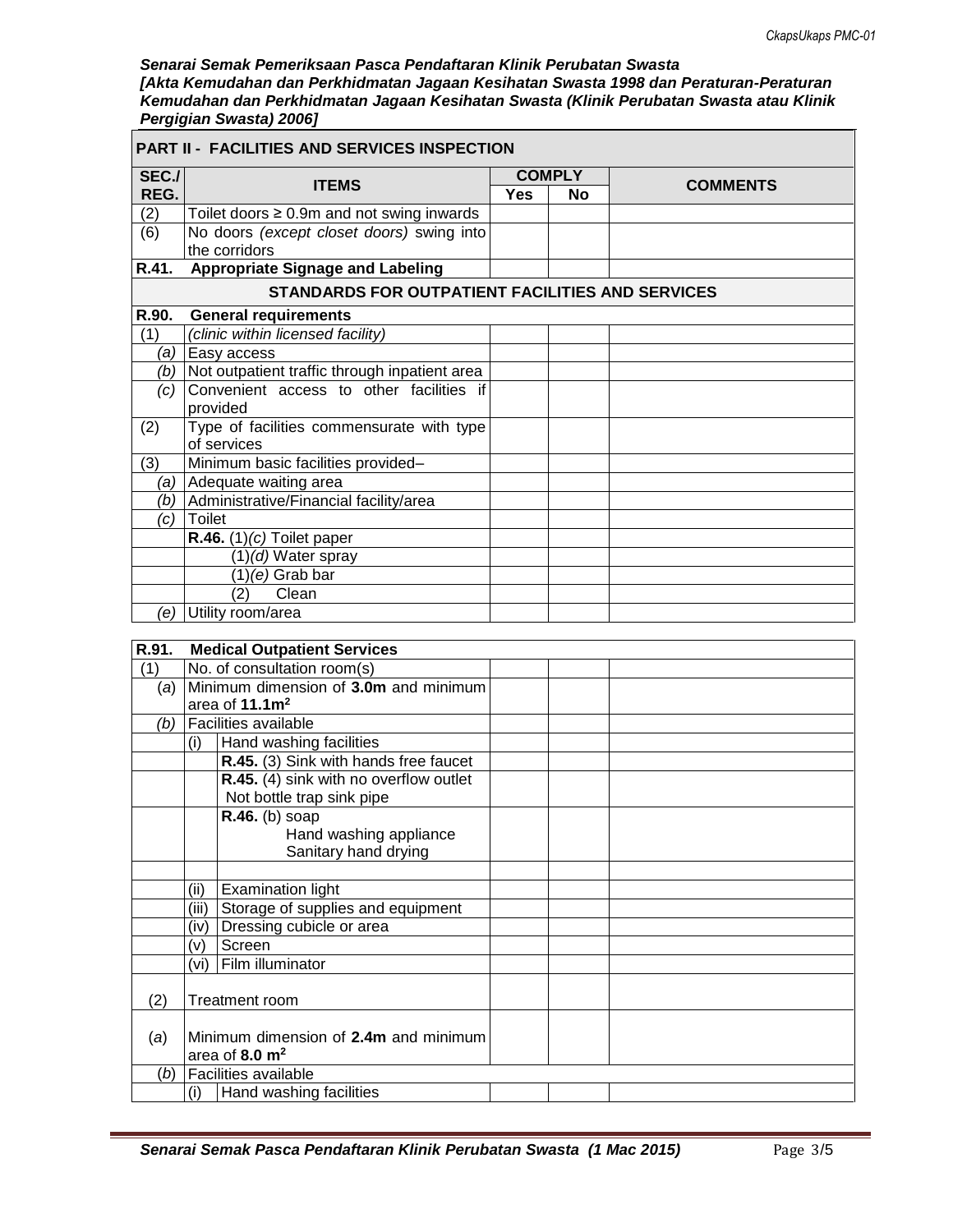*Senarai Semak Pemeriksaan Pasca Pendaftaran Klinik Perubatan Swasta*
***[Akta Kemudahan dan Perkhidmatan Jagaan Kesihatan Swasta 1998 dan Peraturan-Peraturan Kemudahan dan Perkhidmatan Jagaan Kesihatan Swasta (Klinik Perubatan Swasta atau Klinik Pergigian Swasta) 2006]***

**PART II - FACILITIES AND SERVICES INSPECTION**

| SEC./ REG. | ITEMS | | COMPLY | | COMMENTS |
|---|---|---|---|---|---|
| | | | Yes | No | |
| (2) | Toilet doors ≥ 0.9m and not swing inwards | | | | |
| (6) | No doors *(except closet doors)* swing into the corridors | | | | |
| **R.41.** | **Appropriate Signage and Labeling** | | | | |
| | **STANDARDS FOR OUTPATIENT FACILITIES AND SERVICES** | | | | |
| **R.90.** | **General requirements** | | | | |
| (1) | *(clinic within licensed facility)* | | | | |
| *(a)* | Easy access | | | | |
| *(b)* | Not outpatient traffic through inpatient area | | | | |
| *(c)* | Convenient access to other facilities if provided | | | | |
| (2) | Type of facilities commensurate with type of services | | | | |
| (3) | Minimum basic facilities provided– | | | | |
| *(a)* | Adequate waiting area | | | | |
| *(b)* | Administrative/Financial facility/area | | | | |
| *(c)* | Toilet | | | | |
| | **R.46.** (1)*(c)* Toilet paper | | | | |
| | (1)*(d)* Water spray | | | | |
| | (1)*(e)* Grab bar | | | | |
| | (2) Clean | | | | |
| *(e)* | Utility room/area | | | | |

| SEC./ REG. | ITEMS | | Yes | No | COMMENTS |
|---|---|---|---|---|---|
| **R.91.** | **Medical Outpatient Services** | | | | |
| (1) | No. of consultation room(s) | | | | |
| (*a*) | Minimum dimension of **3.0m** and minimum area of **11.1m$^2$** | | | | |
| *(b)* | Facilities available | | | | |
| | (i) | Hand washing facilities | | | |
| | | **R.45.** (3) Sink with hands free faucet | | | |
| | | **R.45.** (4) sink with no overflow outlet Not bottle trap sink pipe | | | |
| | | **R.46.** (b) soap Hand washing appliance Sanitary hand drying | | | |
| | | | | | |
| | (ii) | Examination light | | | |
| | (iii) | Storage of supplies and equipment | | | |
| | (iv) | Dressing cubicle or area | | | |
| | (v) | Screen | | | |
| | (vi) | Film illuminator | | | |
| (2) | Treatment room | | | | |
| (*a*) | Minimum dimension of **2.4m** and minimum area of **8.0 m$^2$** | | | | |
| (*b*) | Facilities available | | | | |
| | (i) | Hand washing facilities | | | |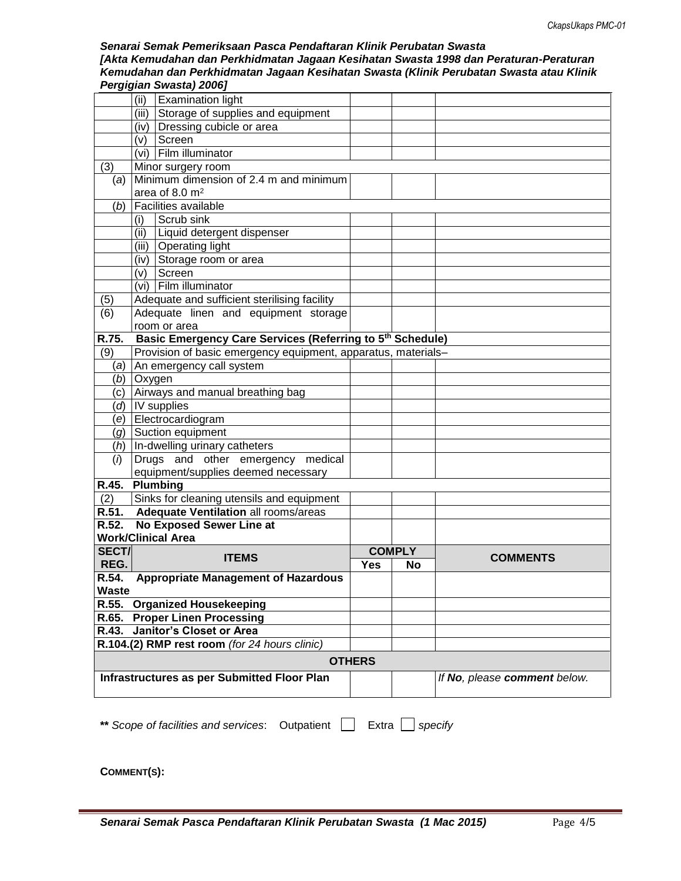*Senarai Semak Pemeriksaan Pasca Pendaftaran Klinik Perubatan Swasta*
***[Akta Kemudahan dan Perkhidmatan Jagaan Kesihatan Swasta 1998 dan Peraturan-Peraturan Kemudahan dan Perkhidmatan Jagaan Kesihatan Swasta (Klinik Perubatan Swasta atau Klinik Pergigian Swasta) 2006]***

| | | | | | |
|---|---|---|---|---|---|
| | (ii) | Examination light | | | |
| | (iii) | Storage of supplies and equipment | | | |
| | (iv) | Dressing cubicle or area | | | |
| | (v) | Screen | | | |
| | (vi) | Film illuminator | | | |
| (3) | Minor surgery room | | | | |
| (*a*) | Minimum dimension of 2.4 m and minimum area of 8.0 $m^2$ | | | | |
| (*b*) | Facilities available | | | | |
| | (i) | Scrub sink | | | |
| | (ii) | Liquid detergent dispenser | | | |
| | (iii) | Operating light | | | |
| | (iv) | Storage room or area | | | |
| | (v) | Screen | | | |
| | (vi) | Film illuminator | | | |
| (5) | Adequate and sufficient sterilising facility | | | | |
| (6) | Adequate linen and equipment storage room or area | | | | |
| **R.75.** | **Basic Emergency Care Services (Referring to 5th Schedule)** | | | | |
| (9) | Provision of basic emergency equipment, apparatus, materials– | | | | |
| (*a*) | An emergency call system | | | | |
| (*b*) | Oxygen | | | | |
| (c) | Airways and manual breathing bag | | | | |
| (*d*) | IV supplies | | | | |
| (*e*) | Electrocardiogram | | | | |
| (*g*) | Suction equipment | | | | |
| (*h*) | In-dwelling urinary catheters | | | | |
| (*i*) | Drugs and other emergency medical equipment/supplies deemed necessary | | | | |
| **R.45.** | **Plumbing** | | | | |
| (2) | Sinks for cleaning utensils and equipment | | | | |
| **R.51.** | **Adequate Ventilation** all rooms/areas | | | | |
| **R.52.** | **No Exposed Sewer Line at Work/Clinical Area** | | | | |

| SECT/ REG. | ITEMS | COMPLY | | COMMENTS |
|---|---|---|---|---|
| | | Yes | No | |
| **R.54.** | **Appropriate Management of Hazardous Waste** | | | |
| **R.55.** | **Organized Housekeeping** | | | |
| **R.65.** | **Proper Linen Processing** | | | |
| **R.43.** | **Janitor's Closet or Area** | | | |
| **R.104.(2)** | **RMP rest room** *(for 24 hours clinic)* | | | |
| | **OTHERS** | | | |
| | **Infrastructures as per Submitted Floor Plan** | | | *If **No**, please **comment** below.* |

***** *Scope of facilities and services*: Outpatient ☐ Extra ☐ *specify*

**COMMENT(S):**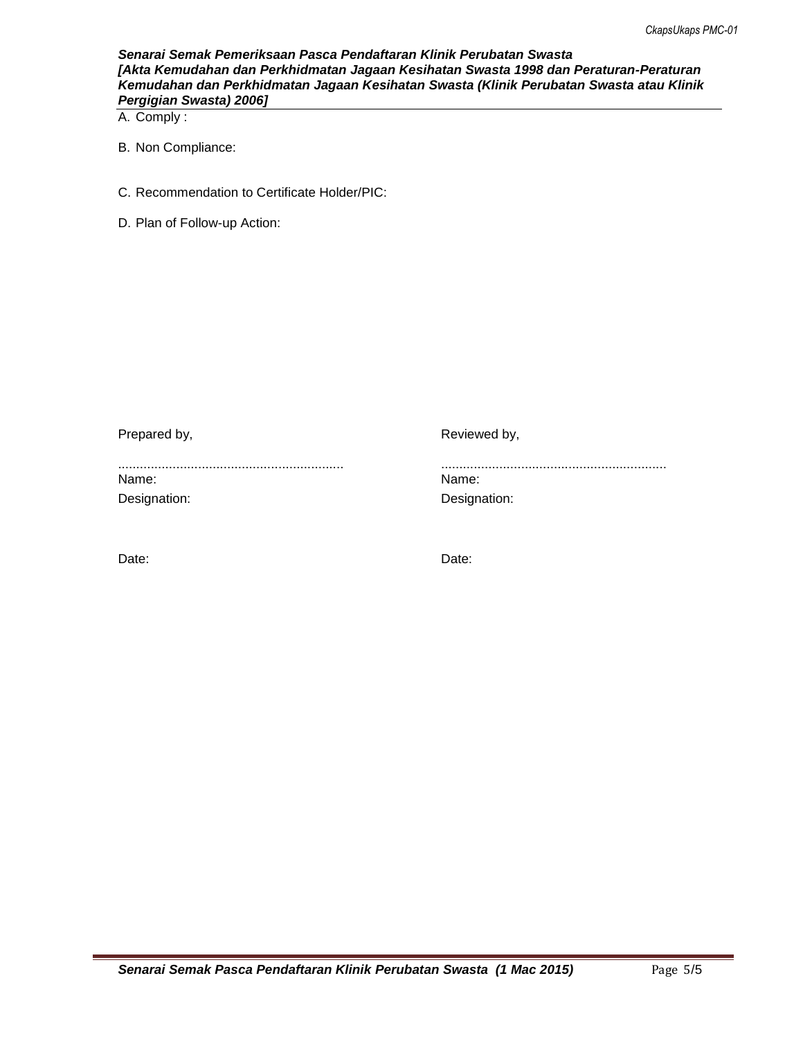A. Comply :

B. Non Compliance:

C. Recommendation to Certificate Holder/PIC:

D. Plan of Follow-up Action:

| | |
|---|---|
| Prepared by, | Reviewed by, |
| .............................................................. | .............................................................. |
| Name: | Name: |
| Designation: | Designation: |
| Date: | Date: |